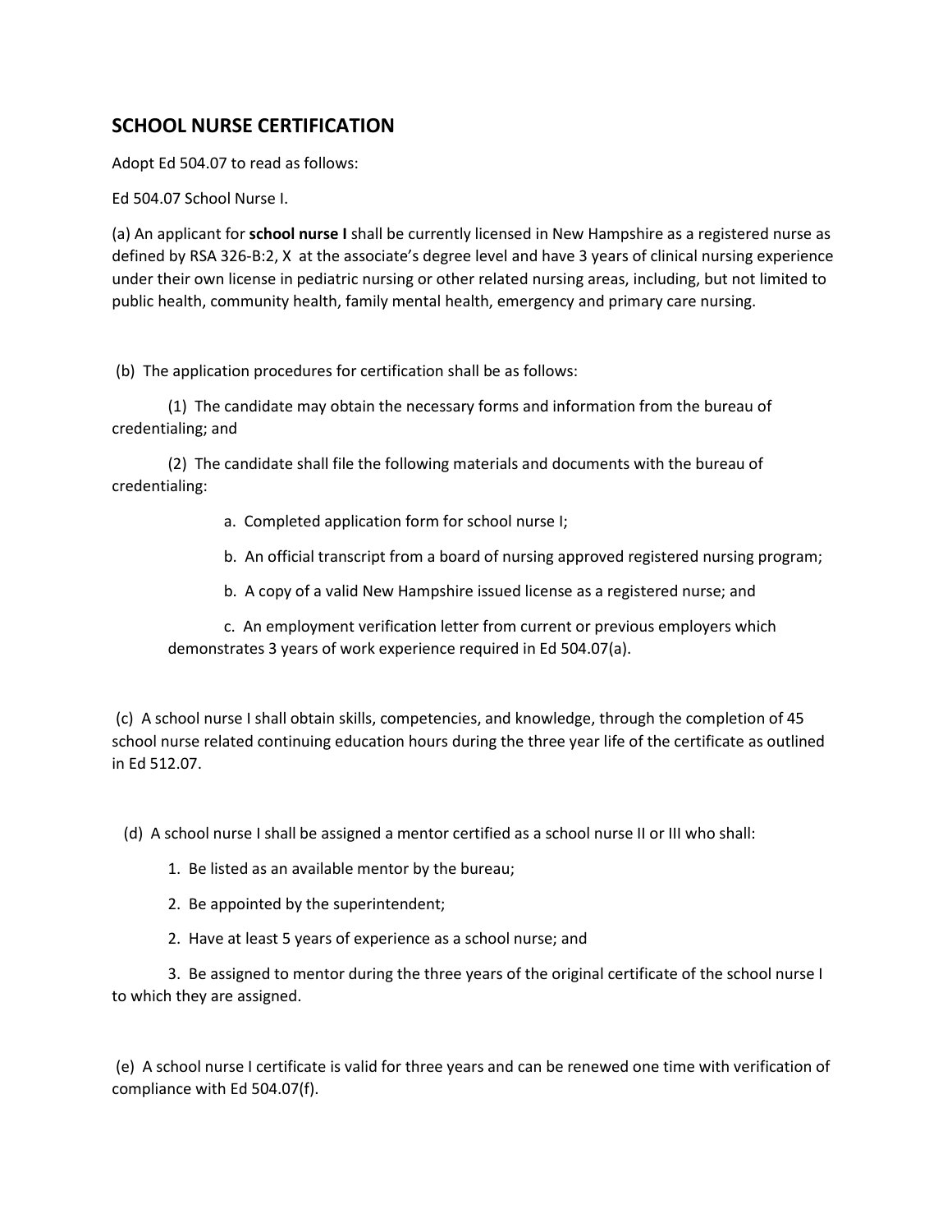## SCHOOL NURSE CERTIFICATION

Adopt Ed 504.07 to read as follows:

Ed 504.07 School Nurse I.

(a) An applicant for **school nurse I** shall be currently licensed in New Hampshire as a registered nurse as defined by RSA 326-B:2, X at the associate's degree level and have 3 years of clinical nursing experience under their own license in pediatric nursing or other related nursing areas, including, but not limited to public health, community health, family mental health, emergency and primary care nursing.

(b) The application procedures for certification shall be as follows:

(1) The candidate may obtain the necessary forms and information from the bureau of credentialing; and

(2) The candidate shall file the following materials and documents with the bureau of credentialing:

a. Completed application form for school nurse I;

b. An official transcript from a board of nursing approved registered nursing program;

b. A copy of a valid New Hampshire issued license as a registered nurse; and

c. An employment verification letter from current or previous employers which demonstrates 3 years of work experience required in Ed 504.07(a).

(c) A school nurse I shall obtain skills, competencies, and knowledge, through the completion of 45 school nurse related continuing education hours during the three year life of the certificate as outlined in Ed 512.07.

(d) A school nurse I shall be assigned a mentor certified as a school nurse II or III who shall:

1. Be listed as an available mentor by the bureau;

2. Be appointed by the superintendent;

2. Have at least 5 years of experience as a school nurse; and

3. Be assigned to mentor during the three years of the original certificate of the school nurse I to which they are assigned.

(e) A school nurse I certificate is valid for three years and can be renewed one time with verification of compliance with Ed 504.07(f).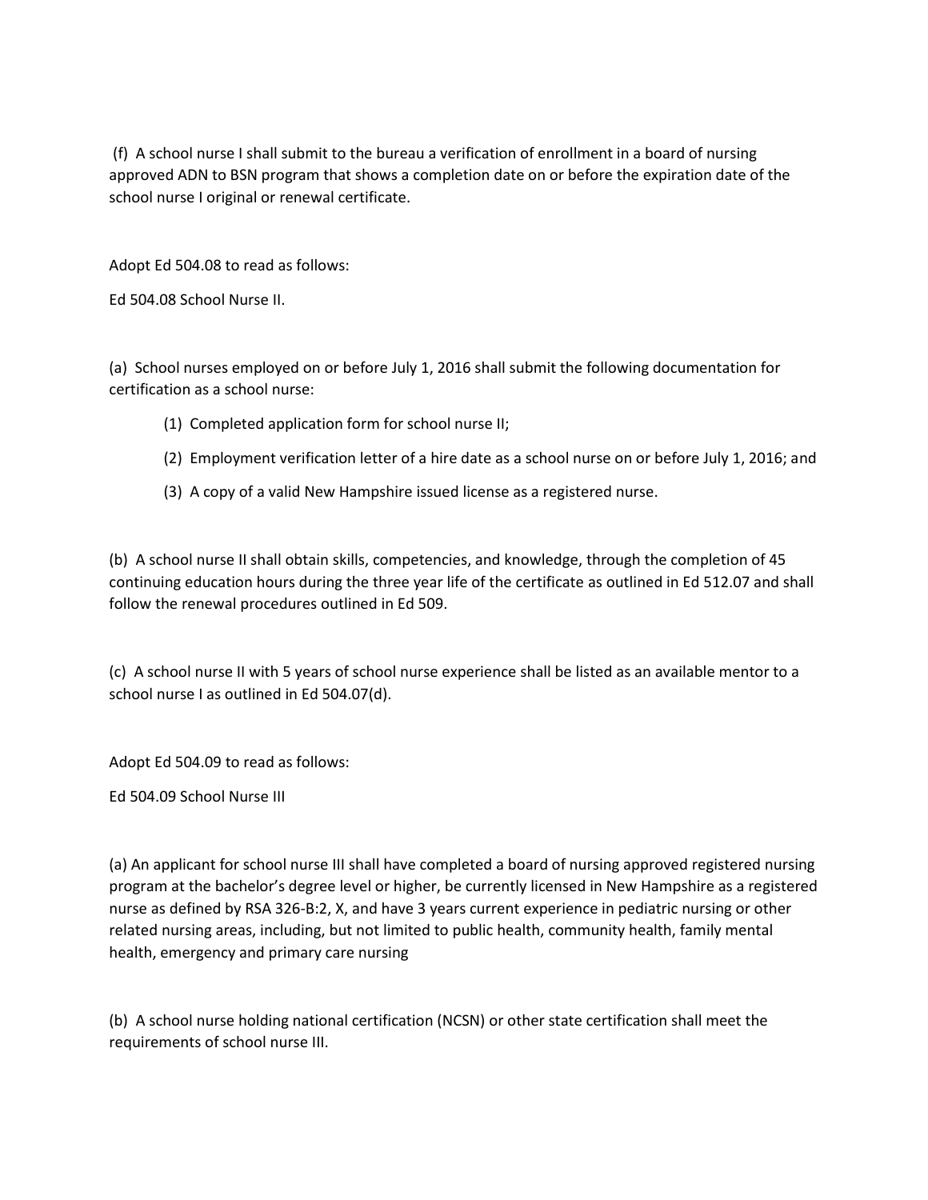(f) A school nurse I shall submit to the bureau a verification of enrollment in a board of nursing approved ADN to BSN program that shows a completion date on or before the expiration date of the school nurse I original or renewal certificate.

Adopt Ed 504.08 to read as follows:

Ed 504.08 School Nurse II.

(a) School nurses employed on or before July 1, 2016 shall submit the following documentation for certification as a school nurse:

> (1) Completed application form for school nurse II;
>
> (2) Employment verification letter of a hire date as a school nurse on or before July 1, 2016; and
>
> (3) A copy of a valid New Hampshire issued license as a registered nurse.

(b) A school nurse II shall obtain skills, competencies, and knowledge, through the completion of 45 continuing education hours during the three year life of the certificate as outlined in Ed 512.07 and shall follow the renewal procedures outlined in Ed 509.

(c) A school nurse II with 5 years of school nurse experience shall be listed as an available mentor to a school nurse I as outlined in Ed 504.07(d).

Adopt Ed 504.09 to read as follows:

Ed 504.09 School Nurse III

(a) An applicant for school nurse III shall have completed a board of nursing approved registered nursing program at the bachelor's degree level or higher, be currently licensed in New Hampshire as a registered nurse as defined by RSA 326-B:2, X, and have 3 years current experience in pediatric nursing or other related nursing areas, including, but not limited to public health, community health, family mental health, emergency and primary care nursing

(b) A school nurse holding national certification (NCSN) or other state certification shall meet the requirements of school nurse III.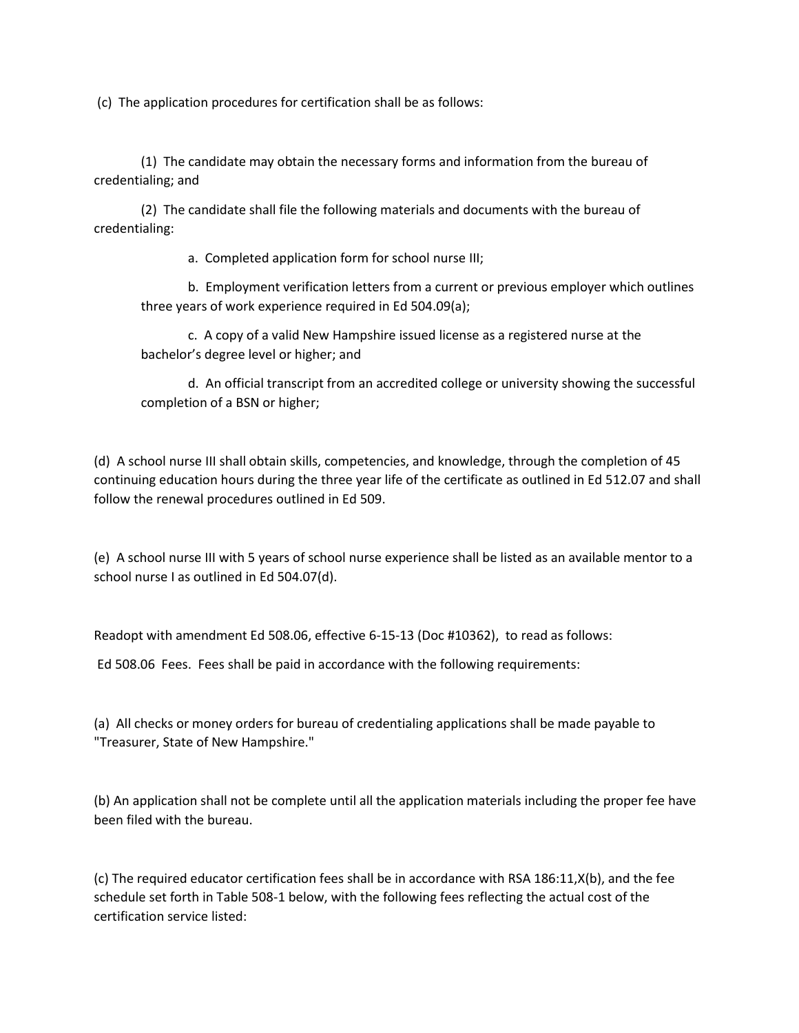(c) The application procedures for certification shall be as follows:

(1) The candidate may obtain the necessary forms and information from the bureau of credentialing; and

(2) The candidate shall file the following materials and documents with the bureau of credentialing:

a. Completed application form for school nurse III;

b. Employment verification letters from a current or previous employer which outlines three years of work experience required in Ed 504.09(a);

c. A copy of a valid New Hampshire issued license as a registered nurse at the bachelor's degree level or higher; and

d. An official transcript from an accredited college or university showing the successful completion of a BSN or higher;

(d) A school nurse III shall obtain skills, competencies, and knowledge, through the completion of 45 continuing education hours during the three year life of the certificate as outlined in Ed 512.07 and shall follow the renewal procedures outlined in Ed 509.

(e) A school nurse III with 5 years of school nurse experience shall be listed as an available mentor to a school nurse I as outlined in Ed 504.07(d).

Readopt with amendment Ed 508.06, effective 6-15-13 (Doc #10362), to read as follows:

Ed 508.06 Fees. Fees shall be paid in accordance with the following requirements:

(a) All checks or money orders for bureau of credentialing applications shall be made payable to "Treasurer, State of New Hampshire."

(b) An application shall not be complete until all the application materials including the proper fee have been filed with the bureau.

(c) The required educator certification fees shall be in accordance with RSA 186:11,X(b), and the fee schedule set forth in Table 508-1 below, with the following fees reflecting the actual cost of the certification service listed: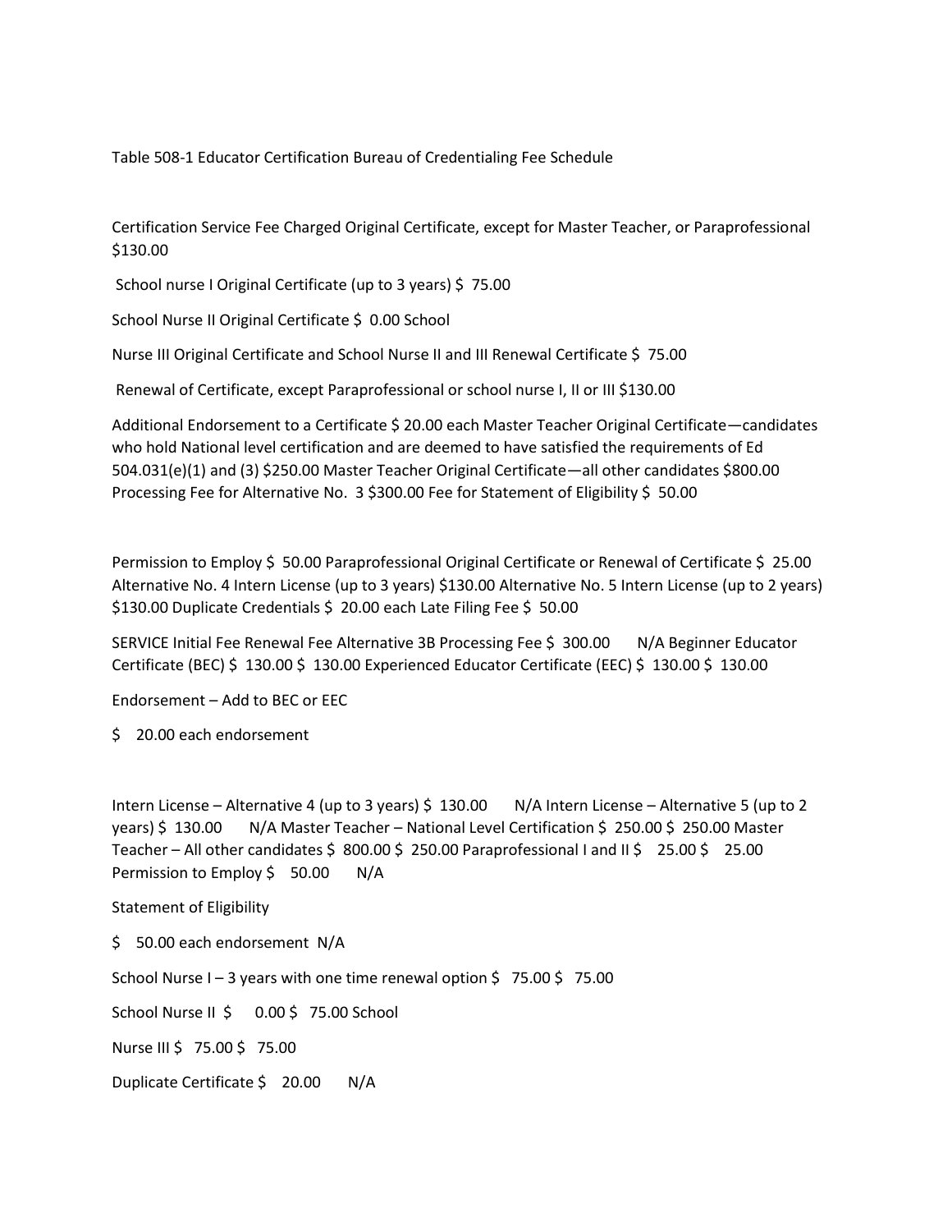Table 508-1 Educator Certification Bureau of Credentialing Fee Schedule

Certification Service Fee Charged Original Certificate, except for Master Teacher, or Paraprofessional $130.00

School nurse I Original Certificate (up to 3 years) $ 75.00

School Nurse II Original Certificate $ 0.00 School

Nurse III Original Certificate and School Nurse II and III Renewal Certificate $ 75.00

Renewal of Certificate, except Paraprofessional or school nurse I, II or III $130.00

Additional Endorsement to a Certificate $ 20.00 each Master Teacher Original Certificate—candidates who hold National level certification and are deemed to have satisfied the requirements of Ed 504.031(e)(1) and (3) $250.00 Master Teacher Original Certificate—all other candidates $800.00 Processing Fee for Alternative No. 3 $300.00 Fee for Statement of Eligibility $ 50.00

Permission to Employ $ 50.00 Paraprofessional Original Certificate or Renewal of Certificate $ 25.00 Alternative No. 4 Intern License (up to 3 years) $130.00 Alternative No. 5 Intern License (up to 2 years) $130.00 Duplicate Credentials $ 20.00 each Late Filing Fee $ 50.00

SERVICE Initial Fee Renewal Fee Alternative 3B Processing Fee $ 300.00 N/A Beginner Educator Certificate (BEC) $ 130.00 $ 130.00 Experienced Educator Certificate (EEC) $ 130.00 $ 130.00

Endorsement – Add to BEC or EEC

$ 20.00 each endorsement

Intern License – Alternative 4 (up to 3 years) $ 130.00 N/A Intern License – Alternative 5 (up to 2 years) $ 130.00 N/A Master Teacher – National Level Certification $ 250.00 $ 250.00 Master Teacher – All other candidates $ 800.00 $ 250.00 Paraprofessional I and II $ 25.00 $ 25.00 Permission to Employ $ 50.00 N/A

Statement of Eligibility

$ 50.00 each endorsement N/A

School Nurse I – 3 years with one time renewal option $ 75.00 $ 75.00

School Nurse II $ 0.00 $ 75.00 School

Nurse III $ 75.00 $ 75.00

Duplicate Certificate $ 20.00 N/A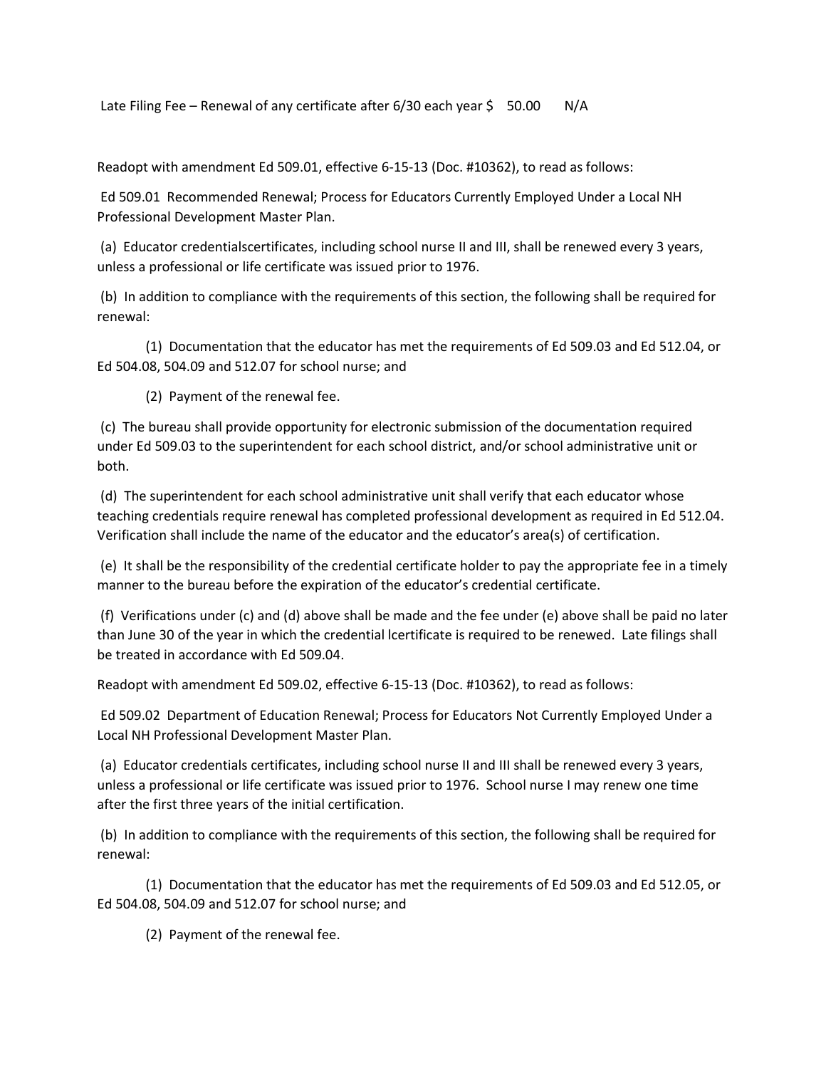Late Filing Fee – Renewal of any certificate after 6/30 each year $ 50.00 N/A

Readopt with amendment Ed 509.01, effective 6-15-13 (Doc. #10362), to read as follows:

Ed 509.01 Recommended Renewal; Process for Educators Currently Employed Under a Local NH Professional Development Master Plan.

(a) Educator credentialscertificates, including school nurse II and III, shall be renewed every 3 years, unless a professional or life certificate was issued prior to 1976.

(b) In addition to compliance with the requirements of this section, the following shall be required for renewal:

(1) Documentation that the educator has met the requirements of Ed 509.03 and Ed 512.04, or Ed 504.08, 504.09 and 512.07 for school nurse; and

(2) Payment of the renewal fee.

(c) The bureau shall provide opportunity for electronic submission of the documentation required under Ed 509.03 to the superintendent for each school district, and/or school administrative unit or both.

(d) The superintendent for each school administrative unit shall verify that each educator whose teaching credentials require renewal has completed professional development as required in Ed 512.04. Verification shall include the name of the educator and the educator's area(s) of certification.

(e) It shall be the responsibility of the credential certificate holder to pay the appropriate fee in a timely manner to the bureau before the expiration of the educator's credential certificate.

(f) Verifications under (c) and (d) above shall be made and the fee under (e) above shall be paid no later than June 30 of the year in which the credential lcertificate is required to be renewed. Late filings shall be treated in accordance with Ed 509.04.

Readopt with amendment Ed 509.02, effective 6-15-13 (Doc. #10362), to read as follows:

Ed 509.02 Department of Education Renewal; Process for Educators Not Currently Employed Under a Local NH Professional Development Master Plan.

(a) Educator credentials certificates, including school nurse II and III shall be renewed every 3 years, unless a professional or life certificate was issued prior to 1976. School nurse I may renew one time after the first three years of the initial certification.

(b) In addition to compliance with the requirements of this section, the following shall be required for renewal:

(1) Documentation that the educator has met the requirements of Ed 509.03 and Ed 512.05, or Ed 504.08, 504.09 and 512.07 for school nurse; and

(2) Payment of the renewal fee.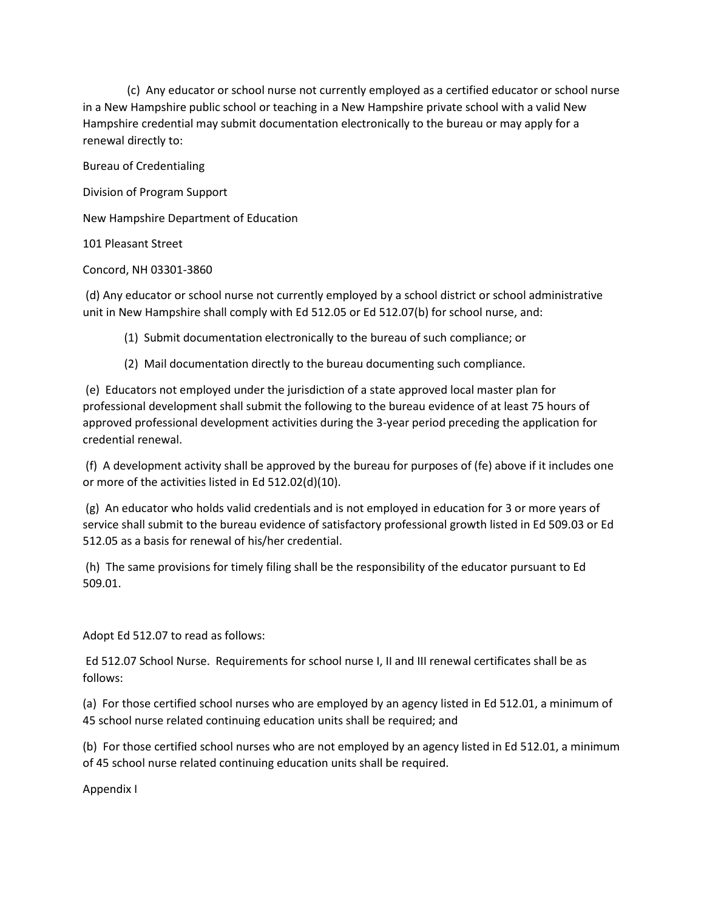(c) Any educator or school nurse not currently employed as a certified educator or school nurse in a New Hampshire public school or teaching in a New Hampshire private school with a valid New Hampshire credential may submit documentation electronically to the bureau or may apply for a renewal directly to:

Bureau of Credentialing

Division of Program Support

New Hampshire Department of Education

101 Pleasant Street

Concord, NH 03301-3860

(d) Any educator or school nurse not currently employed by a school district or school administrative unit in New Hampshire shall comply with Ed 512.05 or Ed 512.07(b) for school nurse, and:

(1) Submit documentation electronically to the bureau of such compliance; or

(2) Mail documentation directly to the bureau documenting such compliance.

(e) Educators not employed under the jurisdiction of a state approved local master plan for professional development shall submit the following to the bureau evidence of at least 75 hours of approved professional development activities during the 3-year period preceding the application for credential renewal.

(f) A development activity shall be approved by the bureau for purposes of (fe) above if it includes one or more of the activities listed in Ed 512.02(d)(10).

(g) An educator who holds valid credentials and is not employed in education for 3 or more years of service shall submit to the bureau evidence of satisfactory professional growth listed in Ed 509.03 or Ed 512.05 as a basis for renewal of his/her credential.

(h) The same provisions for timely filing shall be the responsibility of the educator pursuant to Ed 509.01.

Adopt Ed 512.07 to read as follows:

Ed 512.07 School Nurse. Requirements for school nurse I, II and III renewal certificates shall be as follows:

(a) For those certified school nurses who are employed by an agency listed in Ed 512.01, a minimum of 45 school nurse related continuing education units shall be required; and

(b) For those certified school nurses who are not employed by an agency listed in Ed 512.01, a minimum of 45 school nurse related continuing education units shall be required.

Appendix I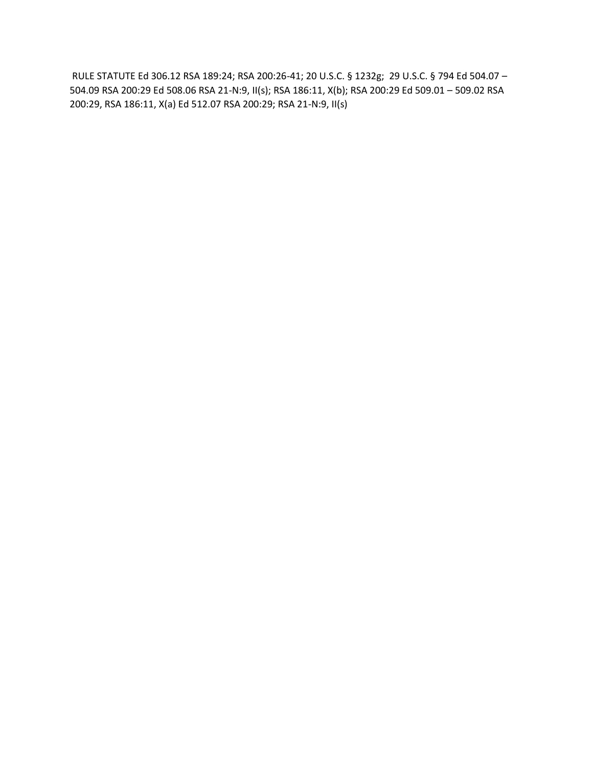RULE STATUTE Ed 306.12 RSA 189:24; RSA 200:26-41; 20 U.S.C. § 1232g; 29 U.S.C. § 794 Ed 504.07 – 504.09 RSA 200:29 Ed 508.06 RSA 21-N:9, II(s); RSA 186:11, X(b); RSA 200:29 Ed 509.01 – 509.02 RSA 200:29, RSA 186:11, X(a) Ed 512.07 RSA 200:29; RSA 21-N:9, II(s)